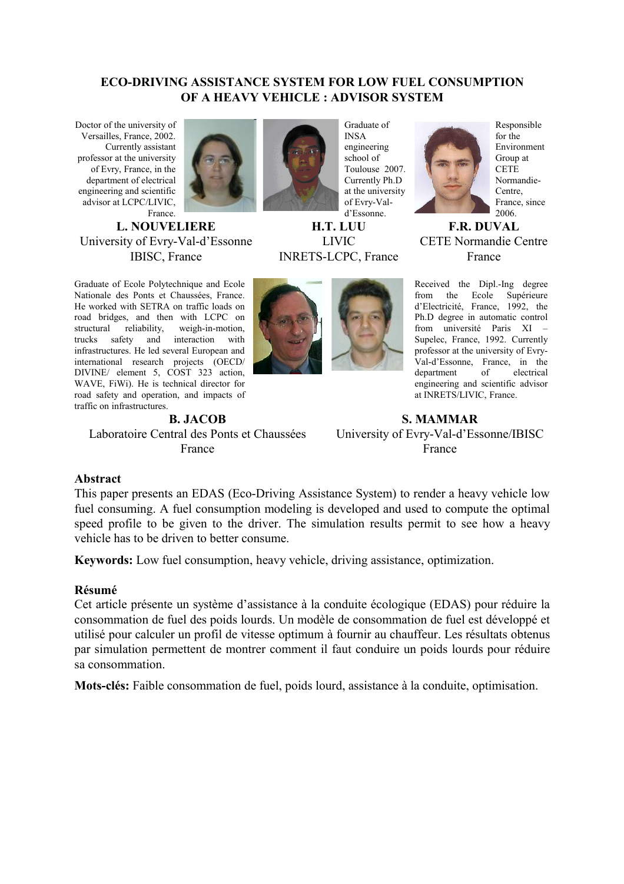# ECO-DRIVING ASSISTANCE SYSTEM FOR LOW FUEL CONSUMPTION OF A HEAVY VEHICLE : ADVISOR SYSTEM

Doctor of the university of Versailles, France, 2002. Currently assistant professor at the university of Evry, France, in the department of electrical engineering and scientific advisor at LCPC/LIVIC, France.

**L. NOUVELIERE**
University of Evry-Val-d'Essonne
IBISC, France

Graduate of INSA engineering school of Toulouse 2007. Currently Ph.D at the university of Evry-Val-d'Essonne.

**H.T. LUU**
LIVIC
INRETS-LCPC, France

Responsible for the Environment Group at CETE Normandie-Centre, France, since 2006.

**F.R. DUVAL**
CETE Normandie Centre
France

Graduate of Ecole Polytechnique and Ecole Nationale des Ponts et Chaussées, France. He worked with SETRA on traffic loads on road bridges, and then with LCPC on structural reliability, weigh-in-motion, trucks safety and interaction with infrastructures. He led several European and international research projects (OECD/ DIVINE/ element 5, COST 323 action, WAVE, FiWi). He is technical director for road safety and operation, and impacts of traffic on infrastructures.

**B. JACOB**
Laboratoire Central des Ponts et Chaussées
France

Received the Dipl.-Ing degree from the Ecole Supérieure d'Electricité, France, 1992, the Ph.D degree in automatic control from université Paris XI – Supelec, France, 1992. Currently professor at the university of Evry-Val-d'Essonne, France, in the department of electrical engineering and scientific advisor at INRETS/LIVIC, France.

**S. MAMMAR**
University of Evry-Val-d'Essonne/IBISC
France

## Abstract

This paper presents an EDAS (Eco-Driving Assistance System) to render a heavy vehicle low fuel consuming. A fuel consumption modeling is developed and used to compute the optimal speed profile to be given to the driver. The simulation results permit to see how a heavy vehicle has to be driven to better consume.

**Keywords:** Low fuel consumption, heavy vehicle, driving assistance, optimization.

## Résumé

Cet article présente un système d'assistance à la conduite écologique (EDAS) pour réduire la consommation de fuel des poids lourds. Un modèle de consommation de fuel est développé et utilisé pour calculer un profil de vitesse optimum à fournir au chauffeur. Les résultats obtenus par simulation permettent de montrer comment il faut conduire un poids lourds pour réduire sa consommation.

**Mots-clés:** Faible consommation de fuel, poids lourd, assistance à la conduite, optimisation.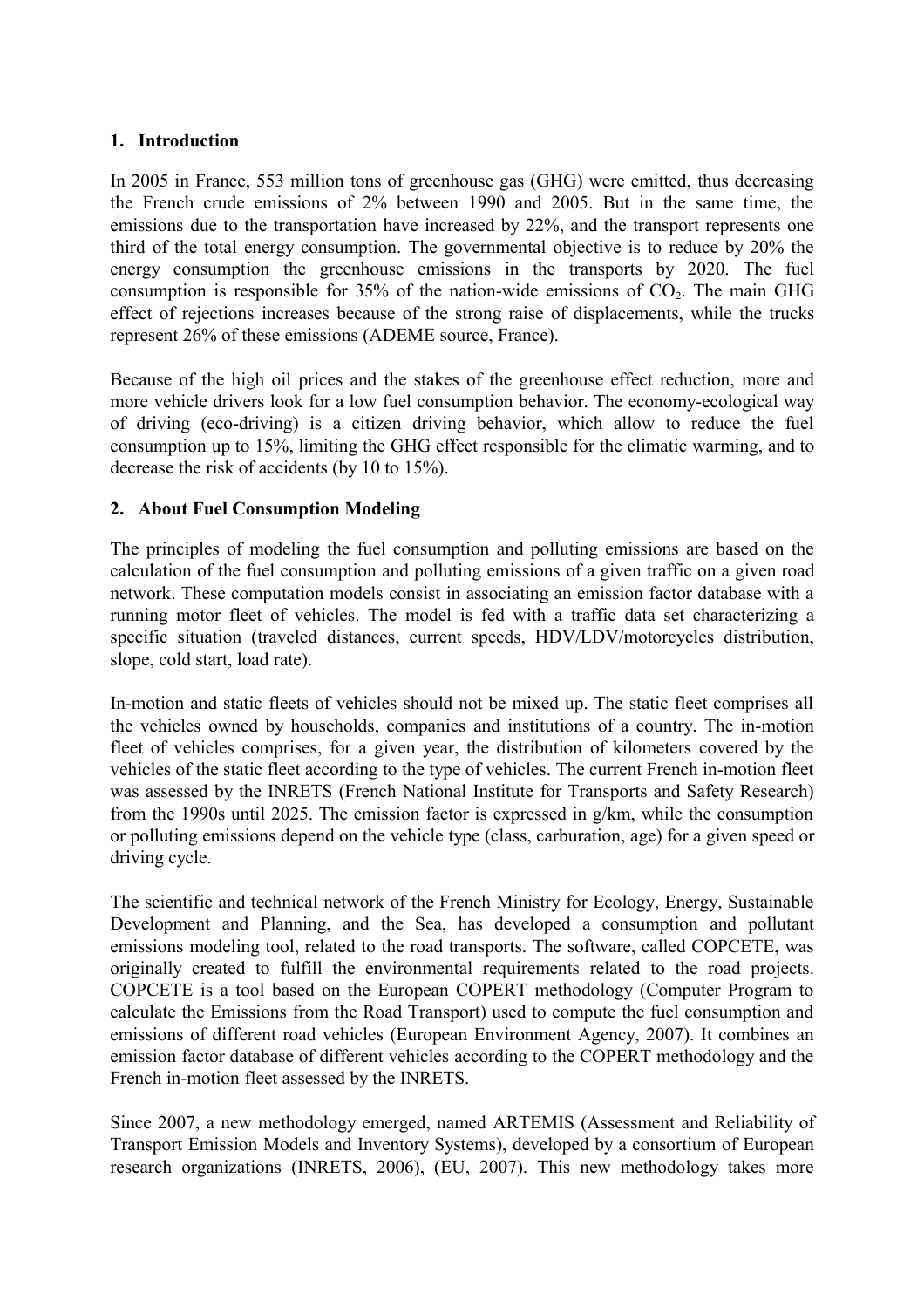## 1. Introduction

In 2005 in France, 553 million tons of greenhouse gas (GHG) were emitted, thus decreasing the French crude emissions of 2% between 1990 and 2005. But in the same time, the emissions due to the transportation have increased by 22%, and the transport represents one third of the total energy consumption. The governmental objective is to reduce by 20% the energy consumption the greenhouse emissions in the transports by 2020. The fuel consumption is responsible for 35% of the nation-wide emissions of $CO_2$. The main GHG effect of rejections increases because of the strong raise of displacements, while the trucks represent 26% of these emissions (ADEME source, France).

Because of the high oil prices and the stakes of the greenhouse effect reduction, more and more vehicle drivers look for a low fuel consumption behavior. The economy-ecological way of driving (eco-driving) is a citizen driving behavior, which allow to reduce the fuel consumption up to 15%, limiting the GHG effect responsible for the climatic warming, and to decrease the risk of accidents (by 10 to 15%).

## 2. About Fuel Consumption Modeling

The principles of modeling the fuel consumption and polluting emissions are based on the calculation of the fuel consumption and polluting emissions of a given traffic on a given road network. These computation models consist in associating an emission factor database with a running motor fleet of vehicles. The model is fed with a traffic data set characterizing a specific situation (traveled distances, current speeds, HDV/LDV/motorcycles distribution, slope, cold start, load rate).

In-motion and static fleets of vehicles should not be mixed up. The static fleet comprises all the vehicles owned by households, companies and institutions of a country. The in-motion fleet of vehicles comprises, for a given year, the distribution of kilometers covered by the vehicles of the static fleet according to the type of vehicles. The current French in-motion fleet was assessed by the INRETS (French National Institute for Transports and Safety Research) from the 1990s until 2025. The emission factor is expressed in g/km, while the consumption or polluting emissions depend on the vehicle type (class, carburation, age) for a given speed or driving cycle.

The scientific and technical network of the French Ministry for Ecology, Energy, Sustainable Development and Planning, and the Sea, has developed a consumption and pollutant emissions modeling tool, related to the road transports. The software, called COPCETE, was originally created to fulfill the environmental requirements related to the road projects. COPCETE is a tool based on the European COPERT methodology (Computer Program to calculate the Emissions from the Road Transport) used to compute the fuel consumption and emissions of different road vehicles (European Environment Agency, 2007). It combines an emission factor database of different vehicles according to the COPERT methodology and the French in-motion fleet assessed by the INRETS.

Since 2007, a new methodology emerged, named ARTEMIS (Assessment and Reliability of Transport Emission Models and Inventory Systems), developed by a consortium of European research organizations (INRETS, 2006), (EU, 2007). This new methodology takes more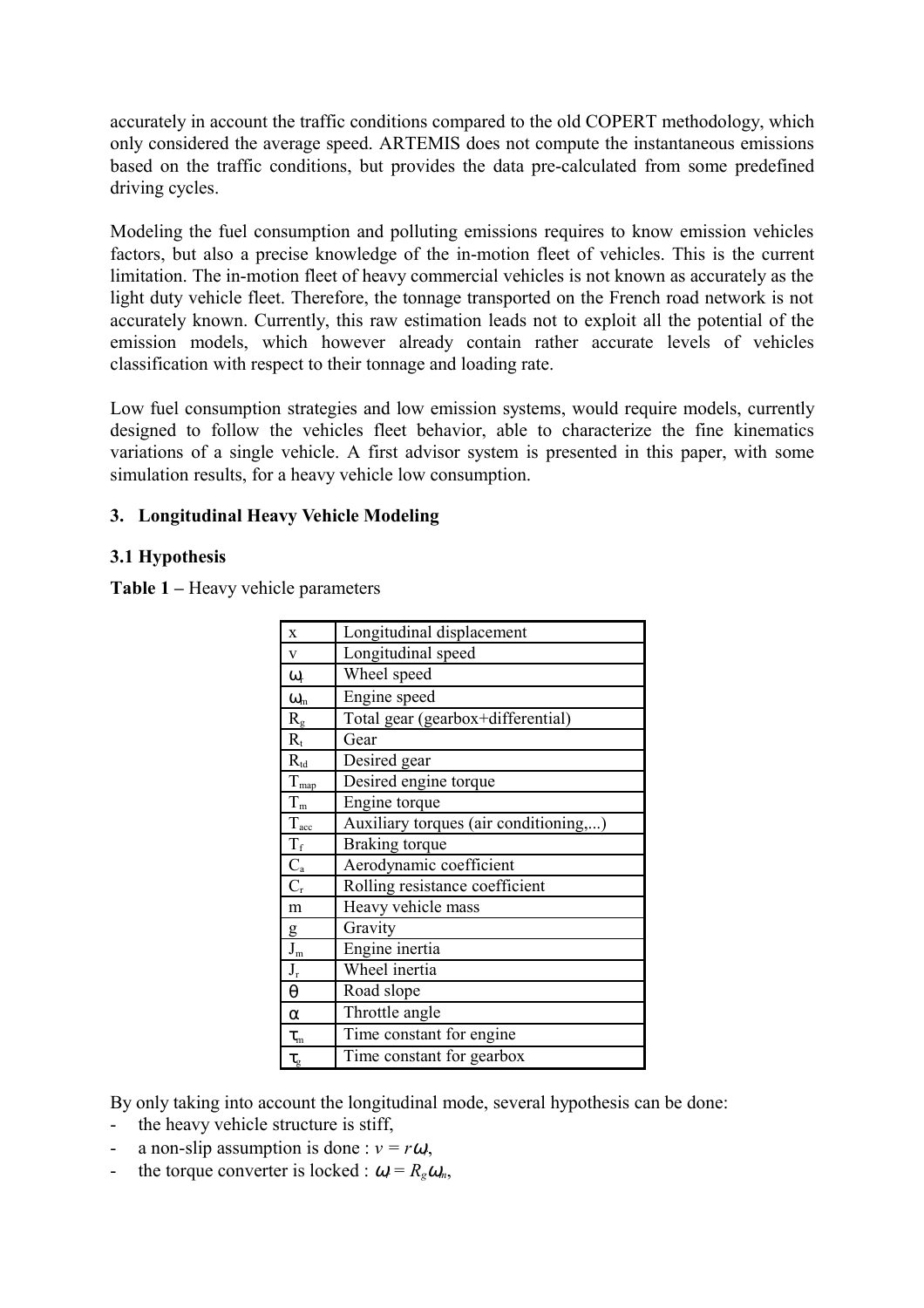accurately in account the traffic conditions compared to the old COPERT methodology, which only considered the average speed. ARTEMIS does not compute the instantaneous emissions based on the traffic conditions, but provides the data pre-calculated from some predefined driving cycles.

Modeling the fuel consumption and polluting emissions requires to know emission vehicles factors, but also a precise knowledge of the in-motion fleet of vehicles. This is the current limitation. The in-motion fleet of heavy commercial vehicles is not known as accurately as the light duty vehicle fleet. Therefore, the tonnage transported on the French road network is not accurately known. Currently, this raw estimation leads not to exploit all the potential of the emission models, which however already contain rather accurate levels of vehicles classification with respect to their tonnage and loading rate.

Low fuel consumption strategies and low emission systems, would require models, currently designed to follow the vehicles fleet behavior, able to characterize the fine kinematics variations of a single vehicle. A first advisor system is presented in this paper, with some simulation results, for a heavy vehicle low consumption.

## 3. Longitudinal Heavy Vehicle Modeling

### 3.1 Hypothesis

**Table 1 –** Heavy vehicle parameters

| | |
|---|---|
| x | Longitudinal displacement |
| v | Longitudinal speed |
| $\omega_r$ | Wheel speed |
| $\omega_m$ | Engine speed |
| $R_g$ | Total gear (gearbox+differential) |
| $R_t$ | Gear |
| $R_{td}$ | Desired gear |
| $T_{map}$ | Desired engine torque |
| $T_m$ | Engine torque |
| $T_{acc}$ | Auxiliary torques (air conditioning,...) |
| $T_f$ | Braking torque |
| $C_a$ | Aerodynamic coefficient |
| $C_r$ | Rolling resistance coefficient |
| m | Heavy vehicle mass |
| g | Gravity |
| $J_m$ | Engine inertia |
| $J_r$ | Wheel inertia |
| $\theta$ | Road slope |
| $\alpha$ | Throttle angle |
| $\tau_m$ | Time constant for engine |
| $\tau_g$ | Time constant for gearbox |

By only taking into account the longitudinal mode, several hypothesis can be done:

- the heavy vehicle structure is stiff,
- a non-slip assumption is done : $v = r\omega_r$,
- the torque converter is locked : $\omega_r = R_g\omega_m$,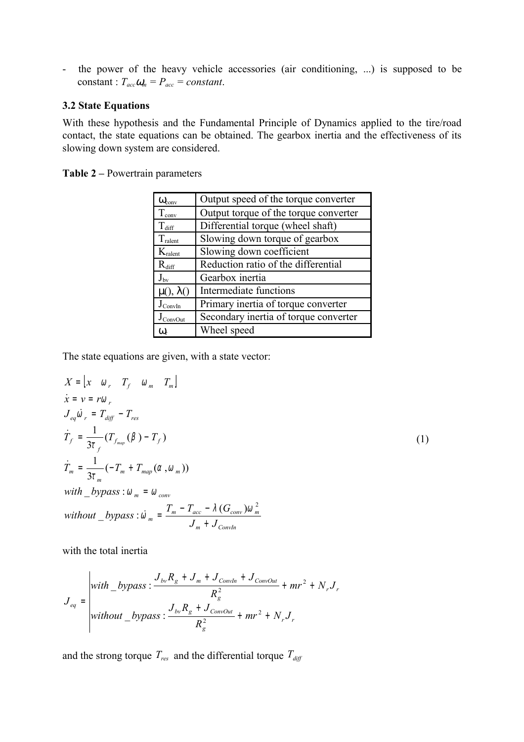- the power of the heavy vehicle accessories (air conditioning, ...) is supposed to be constant : $T_{acc}\omega_m = P_{acc} = constant$.

### 3.2 State Equations

With these hypothesis and the Fundamental Principle of Dynamics applied to the tire/road contact, the state equations can be obtained. The gearbox inertia and the effectiveness of its slowing down system are considered.

**Table 2 –** Powertrain parameters

| | |
|---|---|
| $\omega_{conv}$ | Output speed of the torque converter |
| $T_{conv}$ | Output torque of the torque converter |
| $T_{diff}$ | Differential torque (wheel shaft) |
| $T_{ralent}$ | Slowing down torque of gearbox |
| $K_{ralent}$ | Slowing down coefficient |
| $R_{diff}$ | Reduction ratio of the differential |
| $J_{bv}$ | Gearbox inertia |
| $\mu()$, $\lambda()$ | Intermediate functions |
| $J_{ConvIn}$ | Primary inertia of torque converter |
| $J_{ConvOut}$ | Secondary inertia of torque converter |
| $\omega_r$ | Wheel speed |

The state equations are given, with a state vector:

$$
\begin{aligned}
& X = \lfloor x \quad \omega_r \quad T_f \quad \omega_m \quad T_m \rfloor \\
& \dot{x} = v = r\omega_r \\
& J_{eq}\dot{\omega}_r = T_{diff} - T_{res} \\
& \dot{T}_f = \frac{1}{3\tau_f}(T_{f_{map}}(\beta) - T_f) \\
& \dot{T}_m = \frac{1}{3\tau_m}(-T_m + T_{map}(\alpha, \omega_m)) \\
& with\_bypass : \omega_m = \omega_{conv} \\
& without\_bypass : \dot{\omega}_m = \frac{T_m - T_{acc} - \lambda(G_{conv})\omega_m^2}{J_m + J_{ConvIn}}
\end{aligned}
\qquad (1)
$$

with the total inertia

$$
J_{eq} = \begin{cases} with\_bypass : \dfrac{J_{bv}R_g + J_m + J_{ConvIn} + J_{ConvOut}}{R_g^2} + mr^2 + N_r J_r \\ without\_bypass : \dfrac{J_{bv}R_g + J_{ConvOut}}{R_g^2} + mr^2 + N_r J_r \end{cases}
$$

and the strong torque $T_{res}$ and the differential torque $T_{diff}$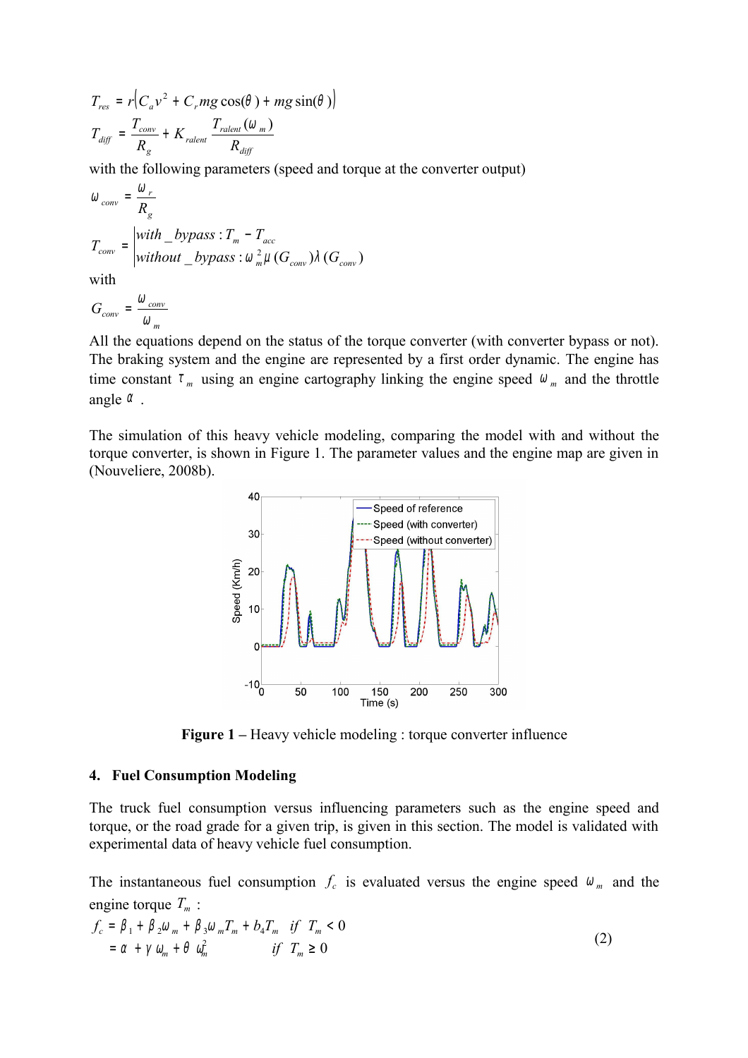$$T_{res} = r\left(C_a v^2 + C_r mg\cos(\theta) + mg\sin(\theta)\right)$$

$$T_{diff} = \frac{T_{conv}}{R_g} + K_{ralent}\frac{T_{ralent}(\omega_m)}{R_{diff}}$$

with the following parameters (speed and torque at the converter output)

$$\omega_{conv} = \frac{\omega_r}{R_g}$$

$$T_{conv} = \begin{cases} with\_bypass : T_m - T_{acc} \\ without\_bypass : \omega_m^2 \mu(G_{conv})\lambda(G_{conv}) \end{cases}$$

with

$$G_{conv} = \frac{\omega_{conv}}{\omega_m}$$

All the equations depend on the status of the torque converter (with converter bypass or not). The braking system and the engine are represented by a first order dynamic. The engine has time constant $\tau_m$ using an engine cartography linking the engine speed $\omega_m$ and the throttle angle $\alpha$ .

The simulation of this heavy vehicle modeling, comparing the model with and without the torque converter, is shown in Figure 1. The parameter values and the engine map are given in (Nouveliere, 2008b).

**Figure 1 –** Heavy vehicle modeling : torque converter influence

## 4. Fuel Consumption Modeling

The truck fuel consumption versus influencing parameters such as the engine speed and torque, or the road grade for a given trip, is given in this section. The model is validated with experimental data of heavy vehicle fuel consumption.

The instantaneous fuel consumption $f_c$ is evaluated versus the engine speed $\omega_m$ and the engine torque $T_m$ :

$$\begin{aligned} f_c &= \beta_1 + \beta_2\omega_m + \beta_3\omega_m T_m + b_4 T_m \quad if \ T_m < 0 \\ &= \alpha + \gamma\,\omega_m + \theta\,\omega_m^2 \qquad\qquad if \ T_m \geq 0 \end{aligned} \tag{2}$$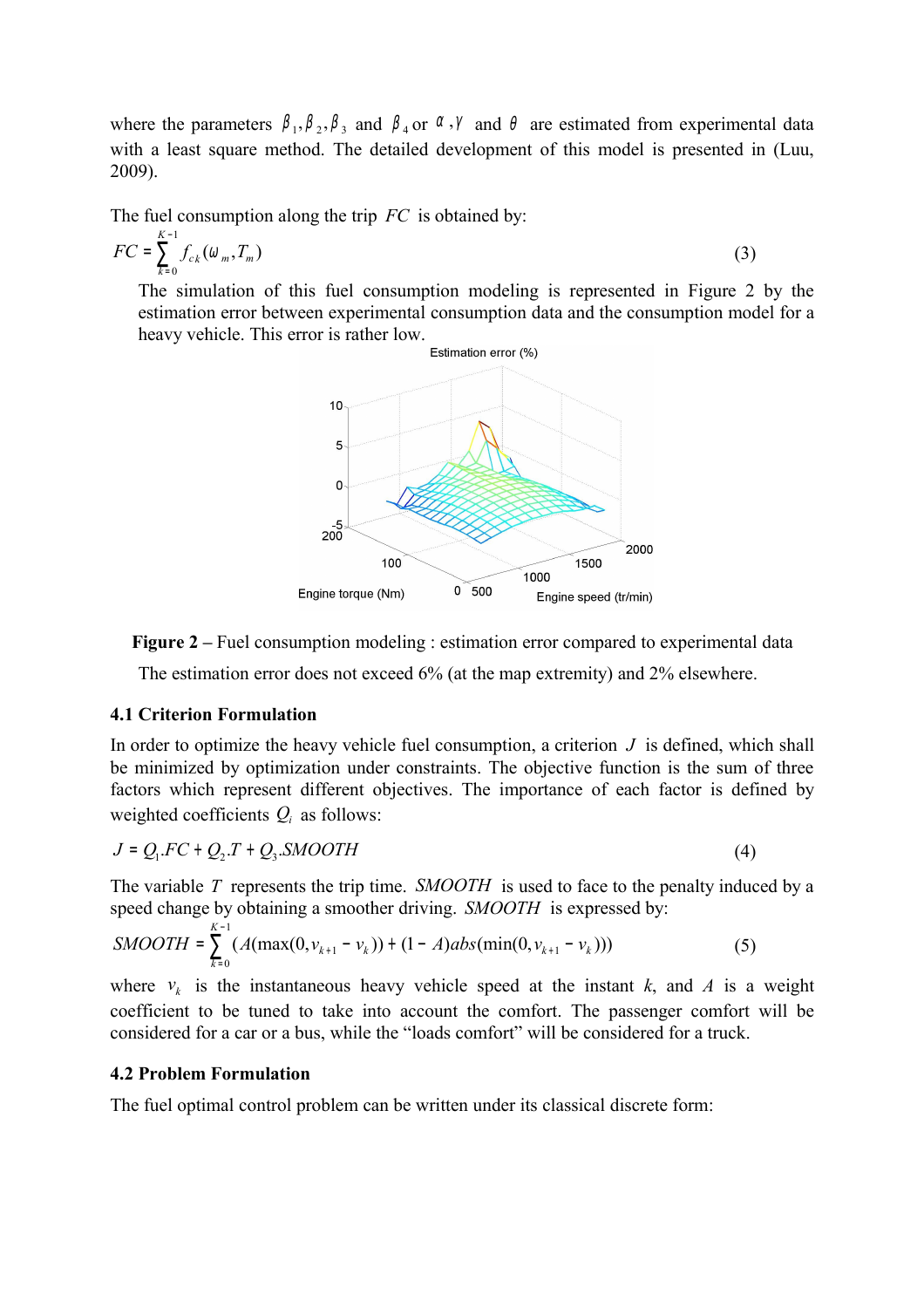where the parameters $\beta_1, \beta_2, \beta_3$ and $\beta_4$ or $\alpha, \gamma$ and $\theta$ are estimated from experimental data with a least square method. The detailed development of this model is presented in (Luu, 2009).

The fuel consumption along the trip $FC$ is obtained by:

$$FC = \sum_{k=0}^{K-1} f_{ck}(\omega_m, T_m) \tag{3}$$

The simulation of this fuel consumption modeling is represented in Figure 2 by the estimation error between experimental consumption data and the consumption model for a heavy vehicle. This error is rather low.

**Figure 2** – Fuel consumption modeling : estimation error compared to experimental data

The estimation error does not exceed 6% (at the map extremity) and 2% elsewhere.

### 4.1 Criterion Formulation

In order to optimize the heavy vehicle fuel consumption, a criterion $J$ is defined, which shall be minimized by optimization under constraints. The objective function is the sum of three factors which represent different objectives. The importance of each factor is defined by weighted coefficients $Q_i$ as follows:

$$J = Q_1.FC + Q_2.T + Q_3.SMOOTH \tag{4}$$

The variable $T$ represents the trip time. $SMOOTH$ is used to face to the penalty induced by a speed change by obtaining a smoother driving. $SMOOTH$ is expressed by:

$$SMOOTH = \sum_{k=0}^{K-1} (A(\max(0, v_{k+1} - v_k)) + (1 - A)abs(\min(0, v_{k+1} - v_k))) \tag{5}$$

where $v_k$ is the instantaneous heavy vehicle speed at the instant $k$, and $A$ is a weight coefficient to be tuned to take into account the comfort. The passenger comfort will be considered for a car or a bus, while the "loads comfort" will be considered for a truck.

### 4.2 Problem Formulation

The fuel optimal control problem can be written under its classical discrete form: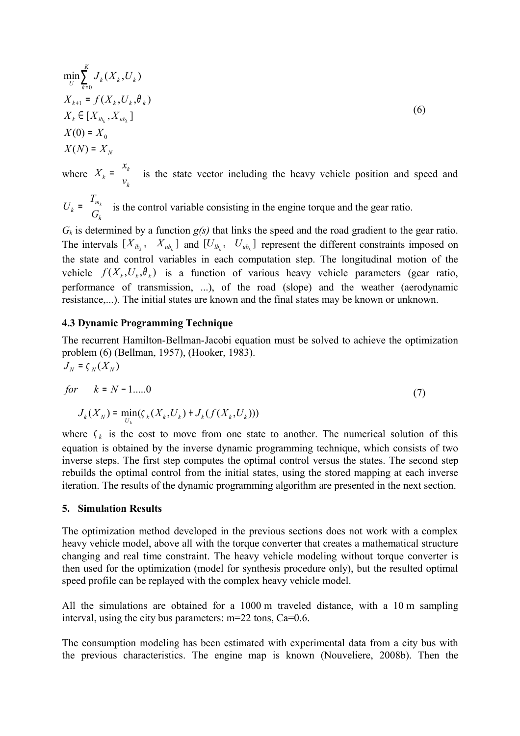$$
\begin{aligned}
&\min_{U} \sum_{k=0}^{K} J_k(X_k, U_k) \\
&X_{k+1} = f(X_k, U_k, \theta_k) \\
&X_k \in [X_{lb_k}, X_{ub_k}] \\
&X(0) = X_0 \\
&X(N) = X_N
\end{aligned}
\tag{6}
$$

where $X_k = \begin{matrix} x_k \\ v_k \end{matrix}$ is the state vector including the heavy vehicle position and speed and $U_k = \begin{matrix} T_{m_k} \\ G_k \end{matrix}$ is the control variable consisting in the engine torque and the gear ratio.

$G_k$ is determined by a function *g(s)* that links the speed and the road gradient to the gear ratio. The intervals $[X_{lb_k},\ X_{ub_k}]$ and $[U_{lb_k},\ U_{ub_k}]$ represent the different constraints imposed on the state and control variables in each computation step. The longitudinal motion of the vehicle $f(X_k, U_k, \theta_k)$ is a function of various heavy vehicle parameters (gear ratio, performance of transmission, ...), of the road (slope) and the weather (aerodynamic resistance,...). The initial states are known and the final states may be known or unknown.

### 4.3 Dynamic Programming Technique

The recurrent Hamilton-Bellman-Jacobi equation must be solved to achieve the optimization problem (6) (Bellman, 1957), (Hooker, 1983).

$$
\begin{aligned}
&J_N = \varsigma_N(X_N) \\
&for \quad k = N-1.....0 \\
&\quad J_k(X_N) = \min_{U_k}(\varsigma_k(X_k, U_k) + J_k(f(X_k, U_k)))
\end{aligned}
\tag{7}
$$

where $\varsigma_k$ is the cost to move from one state to another. The numerical solution of this equation is obtained by the inverse dynamic programming technique, which consists of two inverse steps. The first step computes the optimal control versus the states. The second step rebuilds the optimal control from the initial states, using the stored mapping at each inverse iteration. The results of the dynamic programming algorithm are presented in the next section.

## 5. Simulation Results

The optimization method developed in the previous sections does not work with a complex heavy vehicle model, above all with the torque converter that creates a mathematical structure changing and real time constraint. The heavy vehicle modeling without torque converter is then used for the optimization (model for synthesis procedure only), but the resulted optimal speed profile can be replayed with the complex heavy vehicle model.

All the simulations are obtained for a 1000 m traveled distance, with a 10 m sampling interval, using the city bus parameters: m=22 tons, Ca=0.6.

The consumption modeling has been estimated with experimental data from a city bus with the previous characteristics. The engine map is known (Nouveliere, 2008b). Then the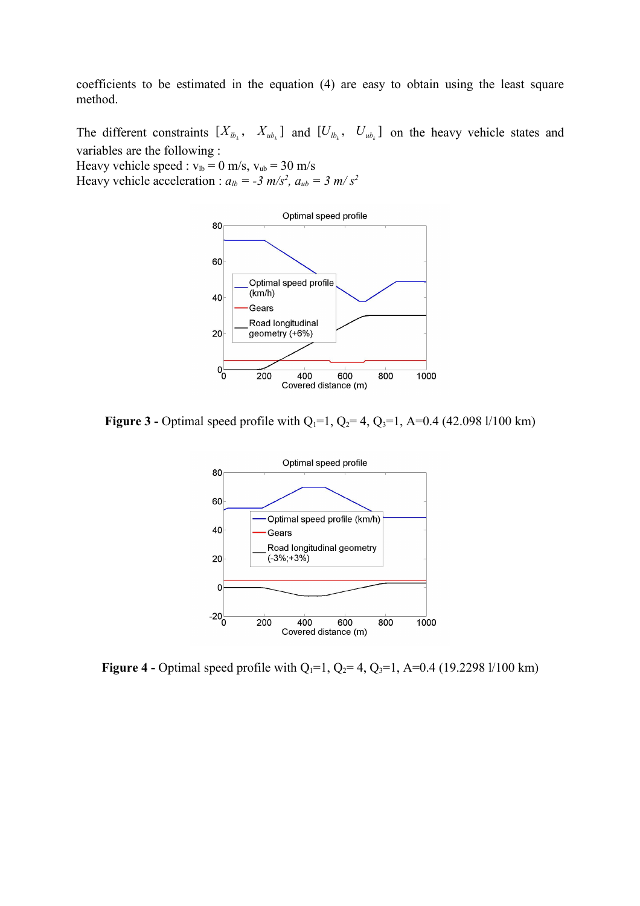coefficients to be estimated in the equation (4) are easy to obtain using the least square method.

The different constraints $[X_{lb_k},\ X_{ub_k}]$ and $[U_{lb_k},\ U_{ub_k}]$ on the heavy vehicle states and variables are the following :
Heavy vehicle speed : $v_{lb} = 0$ m/s, $v_{ub} = 30$ m/s
Heavy vehicle acceleration : $a_{lb} = -3\ m/s^2$, $a_{ub} = 3\ m/s^2$

**Figure 3 -** Optimal speed profile with $Q_1$=1, $Q_2$= 4, $Q_3$=1, A=0.4 (42.098 l/100 km)

**Figure 4 -** Optimal speed profile with $Q_1$=1, $Q_2$= 4, $Q_3$=1, A=0.4 (19.2298 l/100 km)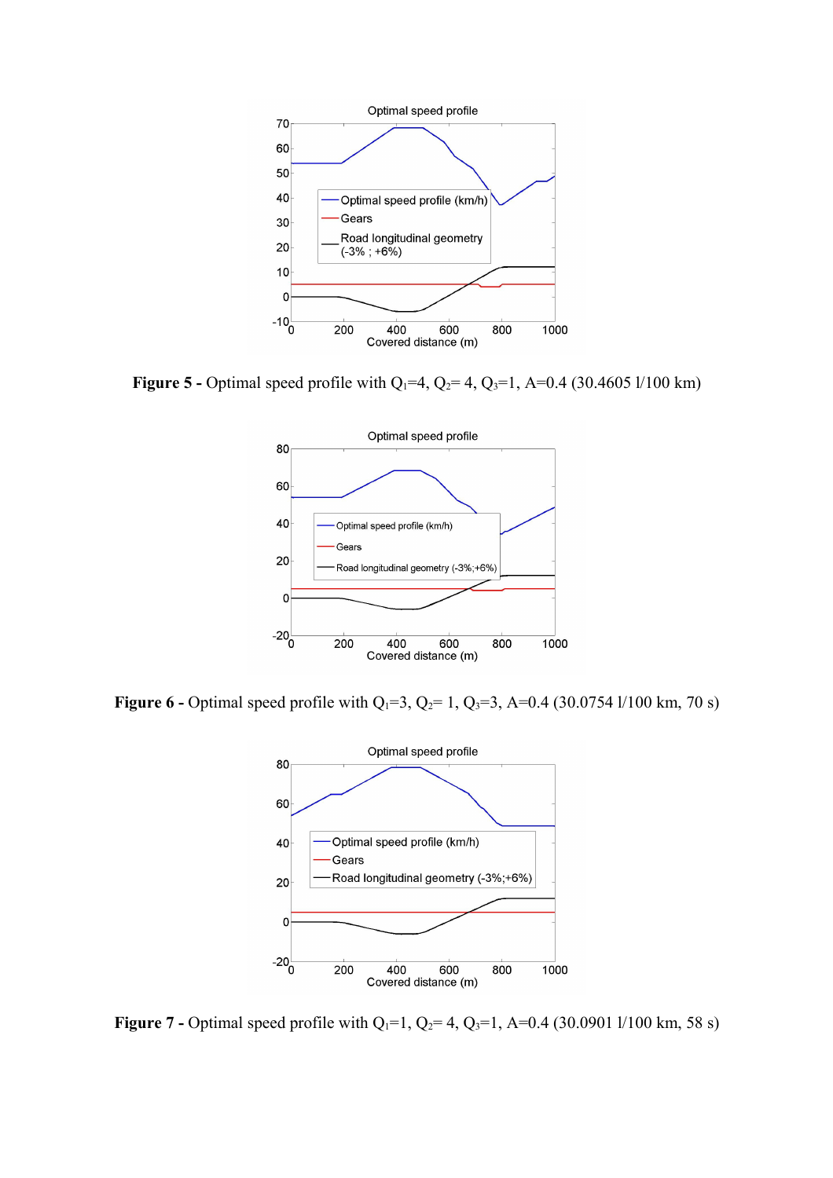**Figure 5 -** Optimal speed profile with $Q_1=4$, $Q_2= 4$, $Q_3=1$, A=0.4 (30.4605 l/100 km)

**Figure 6 -** Optimal speed profile with $Q_1=3$, $Q_2= 1$, $Q_3=3$, A=0.4 (30.0754 l/100 km, 70 s)

**Figure 7 -** Optimal speed profile with $Q_1=1$, $Q_2= 4$, $Q_3=1$, A=0.4 (30.0901 l/100 km, 58 s)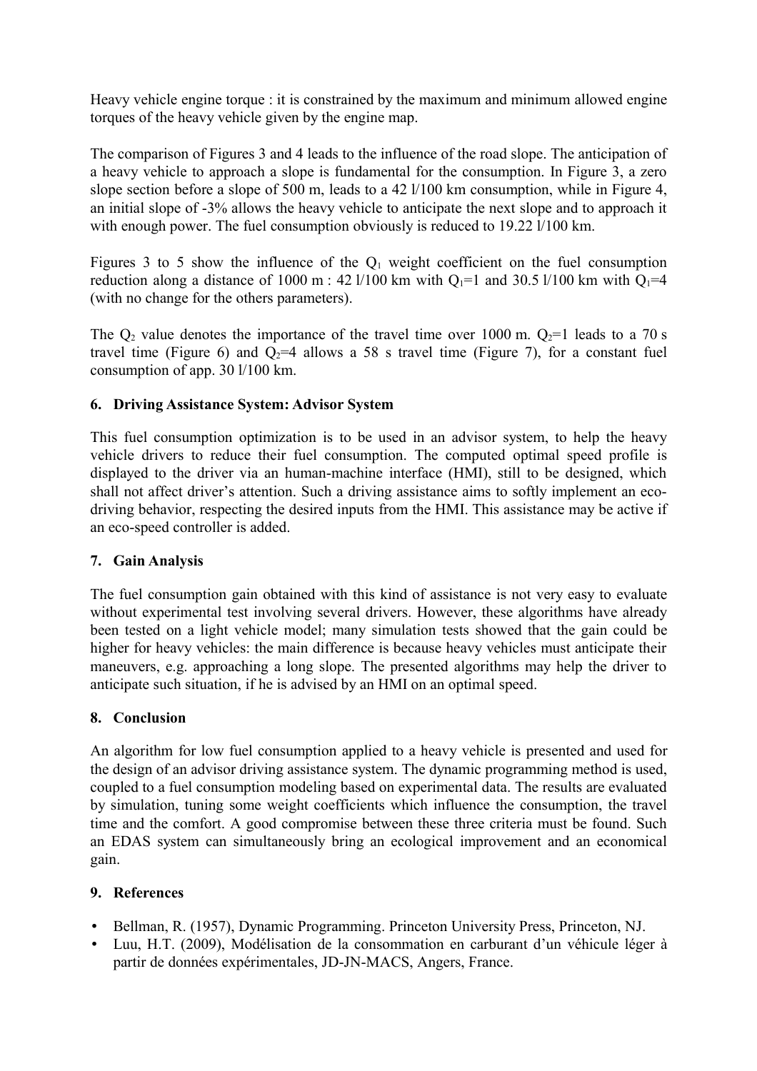Heavy vehicle engine torque : it is constrained by the maximum and minimum allowed engine torques of the heavy vehicle given by the engine map.

The comparison of Figures 3 and 4 leads to the influence of the road slope. The anticipation of a heavy vehicle to approach a slope is fundamental for the consumption. In Figure 3, a zero slope section before a slope of 500 m, leads to a 42 l/100 km consumption, while in Figure 4, an initial slope of -3% allows the heavy vehicle to anticipate the next slope and to approach it with enough power. The fuel consumption obviously is reduced to 19.22 l/100 km.

Figures 3 to 5 show the influence of the $Q_1$ weight coefficient on the fuel consumption reduction along a distance of 1000 m : 42 l/100 km with $Q_1$=1 and 30.5 l/100 km with $Q_1$=4 (with no change for the others parameters).

The $Q_2$ value denotes the importance of the travel time over 1000 m. $Q_2$=1 leads to a 70 s travel time (Figure 6) and $Q_2$=4 allows a 58 s travel time (Figure 7), for a constant fuel consumption of app. 30 l/100 km.

## 6. Driving Assistance System: Advisor System

This fuel consumption optimization is to be used in an advisor system, to help the heavy vehicle drivers to reduce their fuel consumption. The computed optimal speed profile is displayed to the driver via an human-machine interface (HMI), still to be designed, which shall not affect driver's attention. Such a driving assistance aims to softly implement an eco-driving behavior, respecting the desired inputs from the HMI. This assistance may be active if an eco-speed controller is added.

## 7. Gain Analysis

The fuel consumption gain obtained with this kind of assistance is not very easy to evaluate without experimental test involving several drivers. However, these algorithms have already been tested on a light vehicle model; many simulation tests showed that the gain could be higher for heavy vehicles: the main difference is because heavy vehicles must anticipate their maneuvers, e.g. approaching a long slope. The presented algorithms may help the driver to anticipate such situation, if he is advised by an HMI on an optimal speed.

## 8. Conclusion

An algorithm for low fuel consumption applied to a heavy vehicle is presented and used for the design of an advisor driving assistance system. The dynamic programming method is used, coupled to a fuel consumption modeling based on experimental data. The results are evaluated by simulation, tuning some weight coefficients which influence the consumption, the travel time and the comfort. A good compromise between these three criteria must be found. Such an EDAS system can simultaneously bring an ecological improvement and an economical gain.

## 9. References

- Bellman, R. (1957), Dynamic Programming. Princeton University Press, Princeton, NJ.
- Luu, H.T. (2009), Modélisation de la consommation en carburant d'un véhicule léger à partir de données expérimentales, JD-JN-MACS, Angers, France.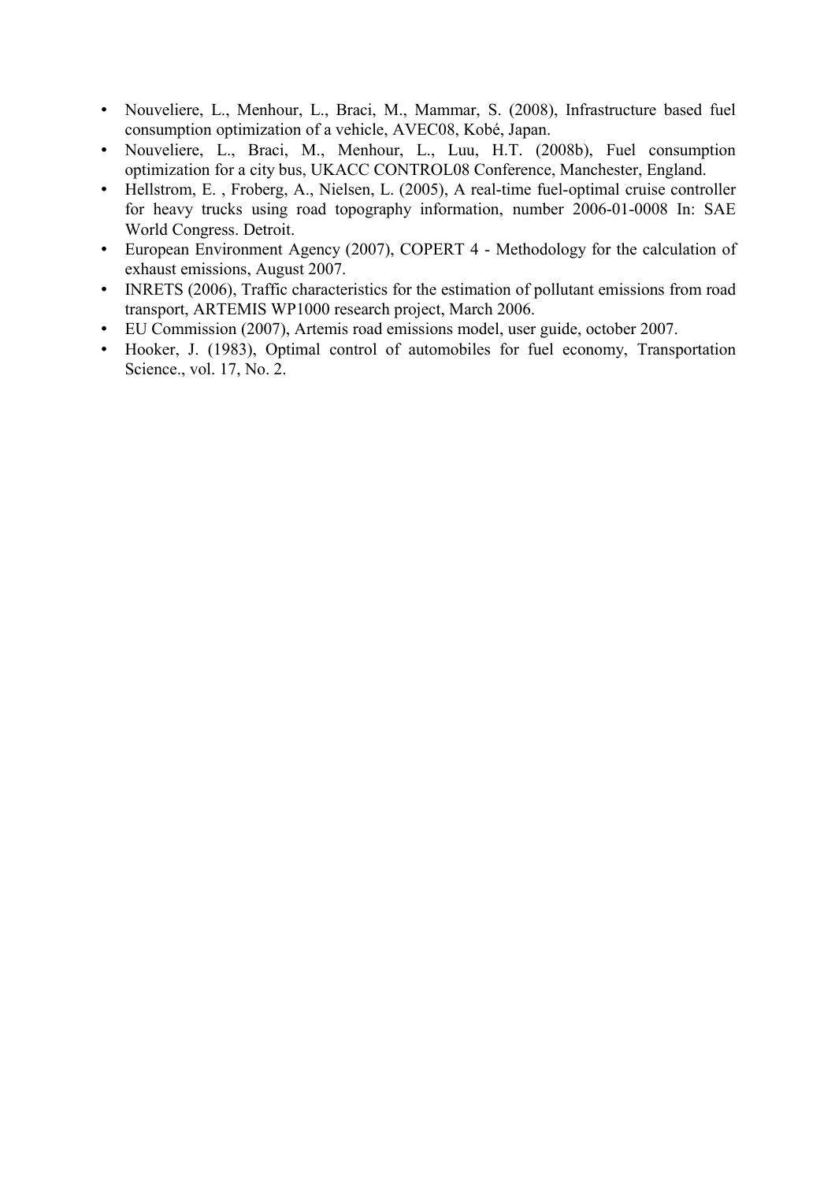- Nouveliere, L., Menhour, L., Braci, M., Mammar, S. (2008), Infrastructure based fuel consumption optimization of a vehicle, AVEC08, Kobé, Japan.
- Nouveliere, L., Braci, M., Menhour, L., Luu, H.T. (2008b), Fuel consumption optimization for a city bus, UKACC CONTROL08 Conference, Manchester, England.
- Hellstrom, E. , Froberg, A., Nielsen, L. (2005), A real-time fuel-optimal cruise controller for heavy trucks using road topography information, number 2006-01-0008 In: SAE World Congress. Detroit.
- European Environment Agency (2007), COPERT 4 - Methodology for the calculation of exhaust emissions, August 2007.
- INRETS (2006), Traffic characteristics for the estimation of pollutant emissions from road transport, ARTEMIS WP1000 research project, March 2006.
- EU Commission (2007), Artemis road emissions model, user guide, october 2007.
- Hooker, J. (1983), Optimal control of automobiles for fuel economy, Transportation Science., vol. 17, No. 2.